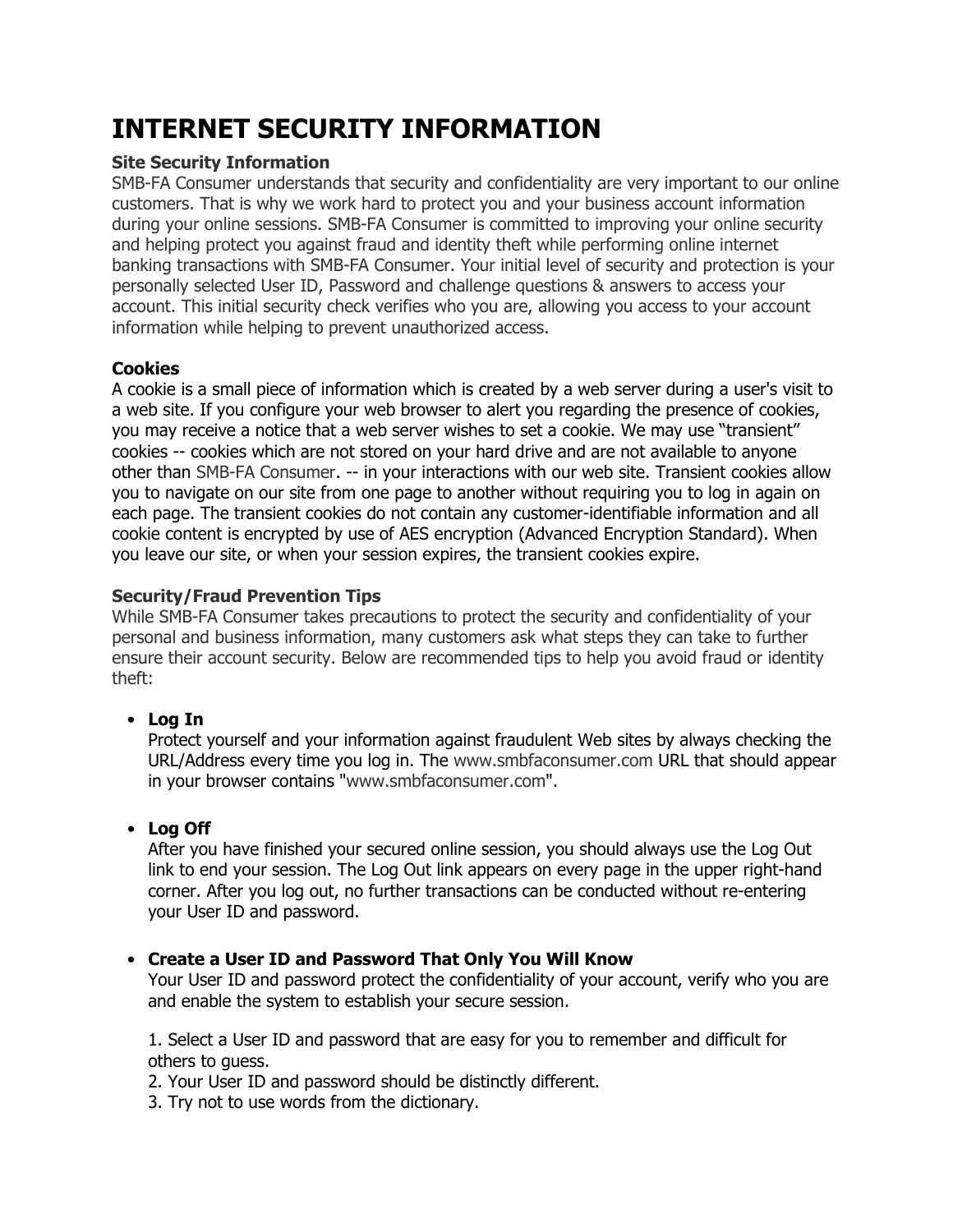# INTERNET SECURITY INFORMATION

### Site Security Information

SMB-FA Consumer understands that security and confidentiality are very important to our online customers. That is why we work hard to protect you and your business account information during your online sessions. SMB-FA Consumer is committed to improving your online security and helping protect you against fraud and identity theft while performing online internet banking transactions with SMB-FA Consumer. Your initial level of security and protection is your personally selected User ID, Password and challenge questions & answers to access your account. This initial security check verifies who you are, allowing you access to your account information while helping to prevent unauthorized access.

### Cookies

A cookie is a small piece of information which is created by a web server during a user's visit to a web site. If you configure your web browser to alert you regarding the presence of cookies, you may receive a notice that a web server wishes to set a cookie. We may use “transient” cookies -- cookies which are not stored on your hard drive and are not available to anyone other than SMB-FA Consumer. -- in your interactions with our web site. Transient cookies allow you to navigate on our site from one page to another without requiring you to log in again on each page. The transient cookies do not contain any customer-identifiable information and all cookie content is encrypted by use of AES encryption (Advanced Encryption Standard). When you leave our site, or when your session expires, the transient cookies expire.

### Security/Fraud Prevention Tips

While SMB-FA Consumer takes precautions to protect the security and confidentiality of your personal and business information, many customers ask what steps they can take to further ensure their account security. Below are recommended tips to help you avoid fraud or identity theft:

- **Log In**
  Protect yourself and your information against fraudulent Web sites by always checking the URL/Address every time you log in. The www.smbfaconsumer.com URL that should appear in your browser contains "www.smbfaconsumer.com".

- **Log Off**
  After you have finished your secured online session, you should always use the Log Out link to end your session. The Log Out link appears on every page in the upper right-hand corner. After you log out, no further transactions can be conducted without re-entering your User ID and password.

- **Create a User ID and Password That Only You Will Know**
  Your User ID and password protect the confidentiality of your account, verify who you are and enable the system to establish your secure session.

  1. Select a User ID and password that are easy for you to remember and difficult for others to guess.
  2. Your User ID and password should be distinctly different.
  3. Try not to use words from the dictionary.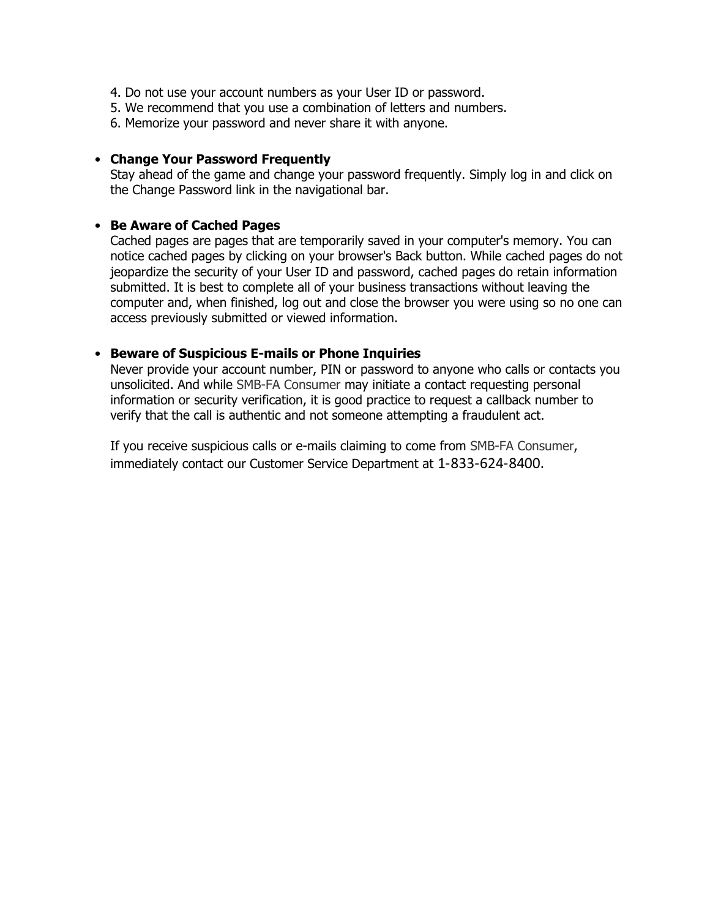4. Do not use your account numbers as your User ID or password.
5. We recommend that you use a combination of letters and numbers.
6. Memorize your password and never share it with anyone.

- **Change Your Password Frequently**
  Stay ahead of the game and change your password frequently. Simply log in and click on the Change Password link in the navigational bar.

- **Be Aware of Cached Pages**
  Cached pages are pages that are temporarily saved in your computer's memory. You can notice cached pages by clicking on your browser's Back button. While cached pages do not jeopardize the security of your User ID and password, cached pages do retain information submitted. It is best to complete all of your business transactions without leaving the computer and, when finished, log out and close the browser you were using so no one can access previously submitted or viewed information.

- **Beware of Suspicious E-mails or Phone Inquiries**
  Never provide your account number, PIN or password to anyone who calls or contacts you unsolicited. And while SMB-FA Consumer may initiate a contact requesting personal information or security verification, it is good practice to request a callback number to verify that the call is authentic and not someone attempting a fraudulent act.

  If you receive suspicious calls or e-mails claiming to come from SMB-FA Consumer, immediately contact our Customer Service Department at 1-833-624-8400.